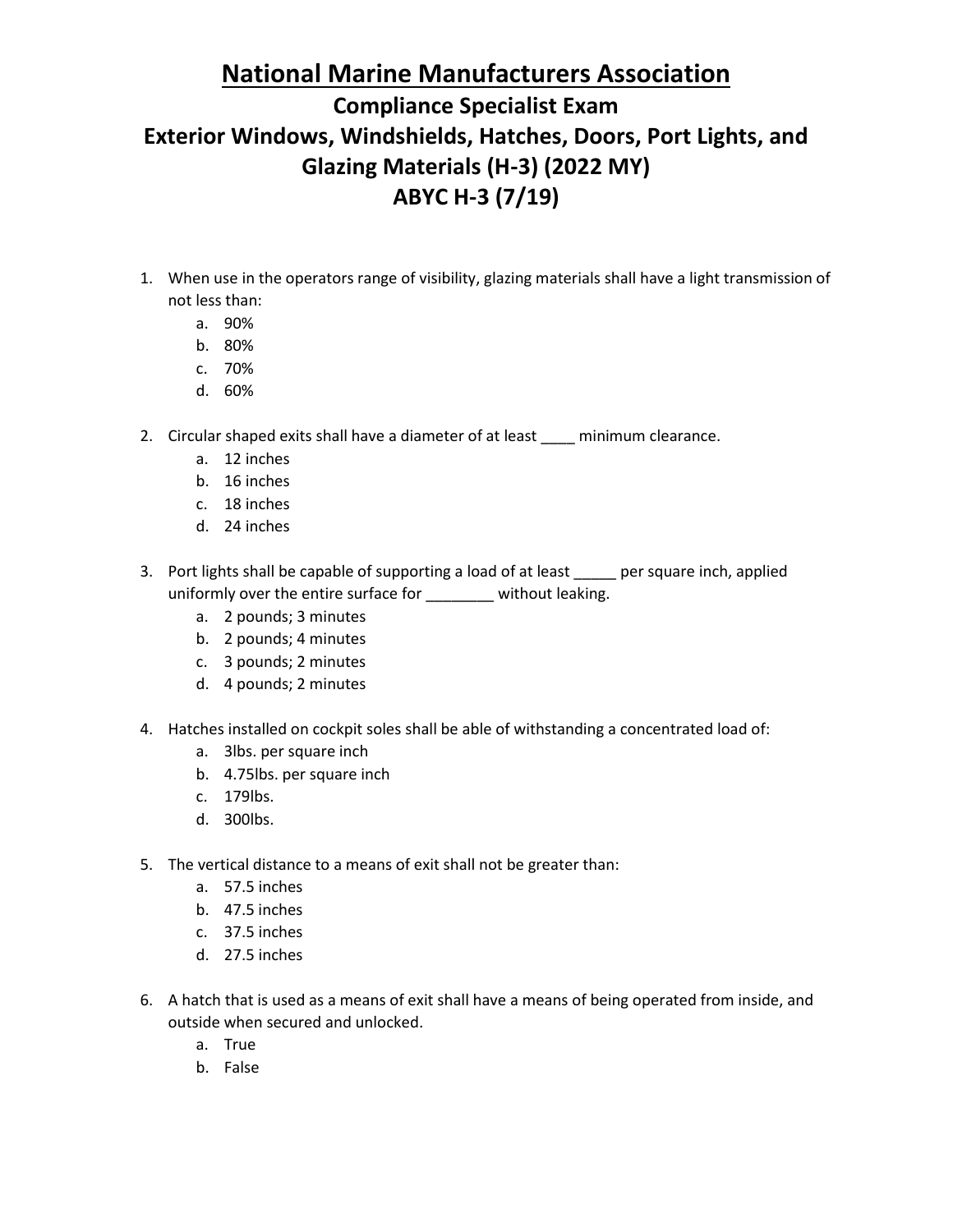# National Marine Manufacturers Association

## Compliance Specialist Exam

## Exterior Windows, Windshields, Hatches, Doors, Port Lights, and Glazing Materials (H-3) (2022 MY)

## ABYC H-3 (7/19)

1. When use in the operators range of visibility, glazing materials shall have a light transmission of not less than:
    a. 90%
    b. 80%
    c. 70%
    d. 60%

2. Circular shaped exits shall have a diameter of at least ____ minimum clearance.
    a. 12 inches
    b. 16 inches
    c. 18 inches
    d. 24 inches

3. Port lights shall be capable of supporting a load of at least _____ per square inch, applied uniformly over the entire surface for ________ without leaking.
    a. 2 pounds; 3 minutes
    b. 2 pounds; 4 minutes
    c. 3 pounds; 2 minutes
    d. 4 pounds; 2 minutes

4. Hatches installed on cockpit soles shall be able of withstanding a concentrated load of:
    a. 3lbs. per square inch
    b. 4.75lbs. per square inch
    c. 179lbs.
    d. 300lbs.

5. The vertical distance to a means of exit shall not be greater than:
    a. 57.5 inches
    b. 47.5 inches
    c. 37.5 inches
    d. 27.5 inches

6. A hatch that is used as a means of exit shall have a means of being operated from inside, and outside when secured and unlocked.
    a. True
    b. False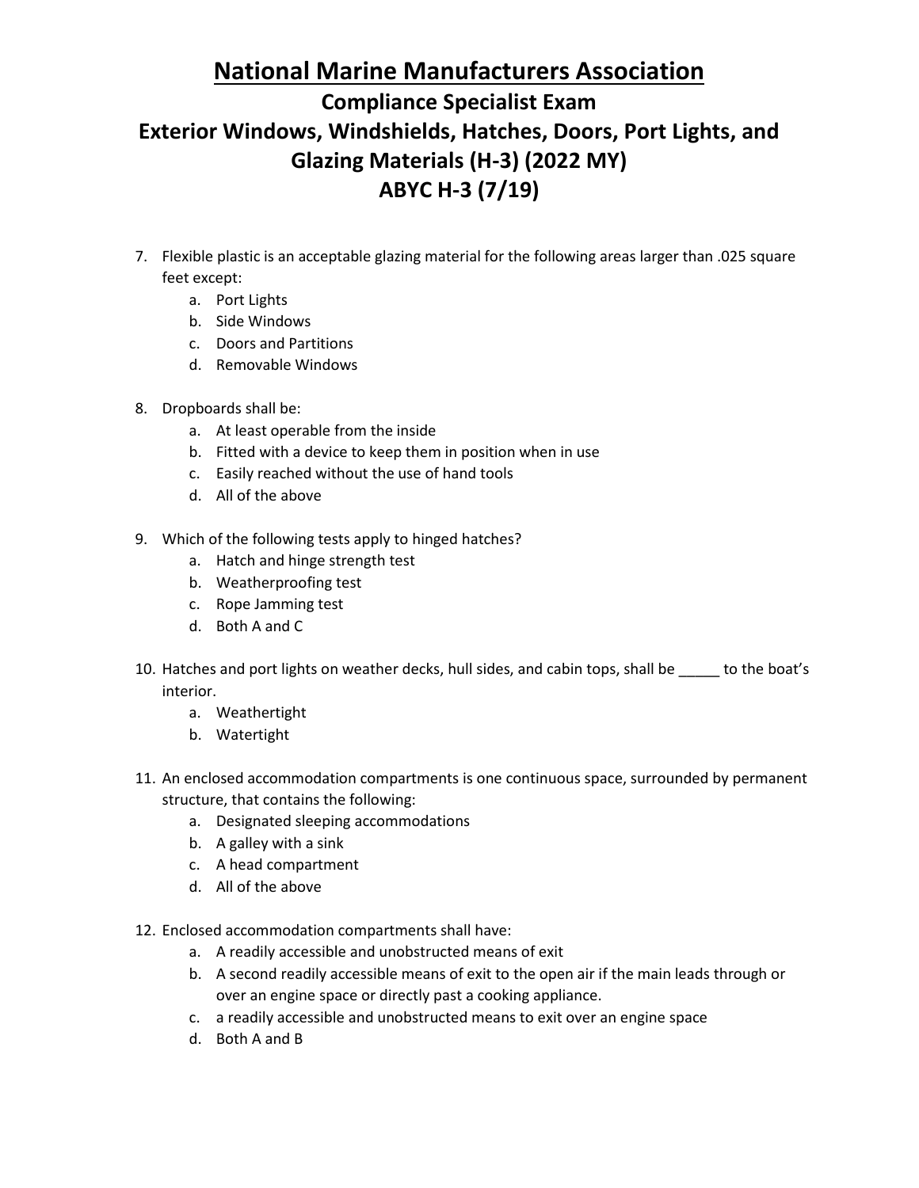# National Marine Manufacturers Association

## Compliance Specialist Exam

## Exterior Windows, Windshields, Hatches, Doors, Port Lights, and Glazing Materials (H-3) (2022 MY)

## ABYC H-3 (7/19)

7. Flexible plastic is an acceptable glazing material for the following areas larger than .025 square feet except:
   a. Port Lights
   b. Side Windows
   c. Doors and Partitions
   d. Removable Windows

8. Dropboards shall be:
   a. At least operable from the inside
   b. Fitted with a device to keep them in position when in use
   c. Easily reached without the use of hand tools
   d. All of the above

9. Which of the following tests apply to hinged hatches?
   a. Hatch and hinge strength test
   b. Weatherproofing test
   c. Rope Jamming test
   d. Both A and C

10. Hatches and port lights on weather decks, hull sides, and cabin tops, shall be _____ to the boat's interior.
    a. Weathertight
    b. Watertight

11. An enclosed accommodation compartments is one continuous space, surrounded by permanent structure, that contains the following:
    a. Designated sleeping accommodations
    b. A galley with a sink
    c. A head compartment
    d. All of the above

12. Enclosed accommodation compartments shall have:
    a. A readily accessible and unobstructed means of exit
    b. A second readily accessible means of exit to the open air if the main leads through or over an engine space or directly past a cooking appliance.
    c. a readily accessible and unobstructed means to exit over an engine space
    d. Both A and B